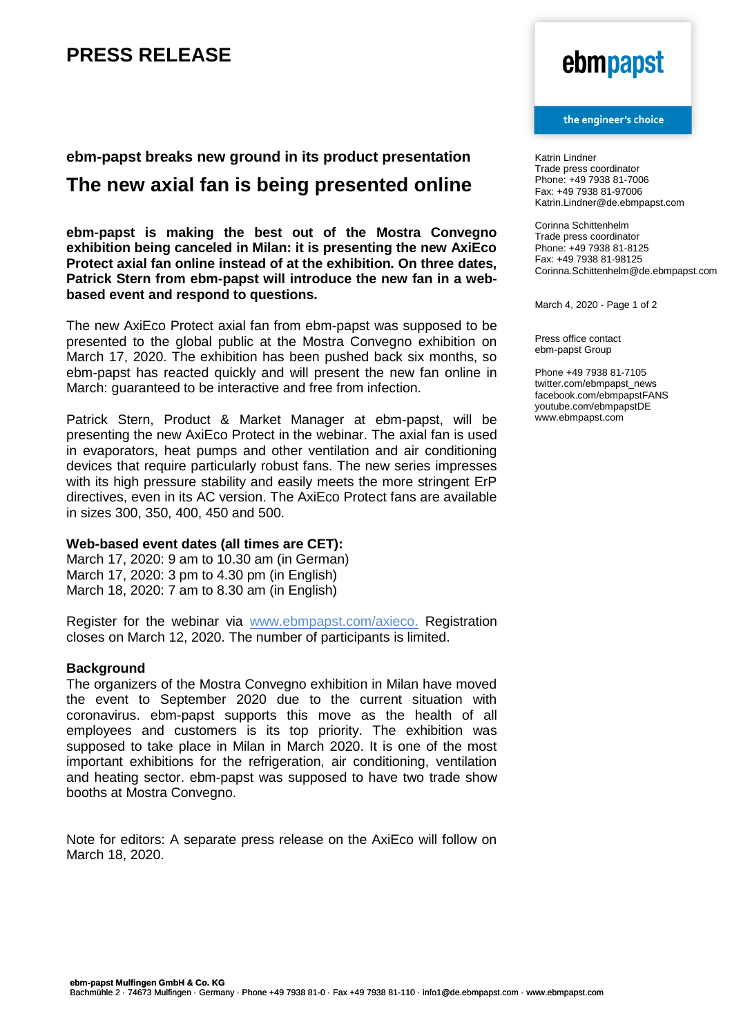# PRESS RELEASE

ebmpapst

the engineer's choice

Katrin Lindner
Trade press coordinator
Phone: +49 7938 81-7006
Fax: +49 7938 81-97006
Katrin.Lindner@de.ebmpapst.com

Corinna Schittenhelm
Trade press coordinator
Phone: +49 7938 81-8125
Fax: +49 7938 81-98125
Corinna.Schittenhelm@de.ebmpapst.com

March 4, 2020 - Page 1 of 2

Press office contact
ebm-papst Group

Phone +49 7938 81-7105
twitter.com/ebmpapst_news
facebook.com/ebmpapstFANS
youtube.com/ebmpapstDE
www.ebmpapst.com

### ebm-papst breaks new ground in its product presentation

## The new axial fan is being presented online

**ebm-papst is making the best out of the Mostra Convegno exhibition being canceled in Milan: it is presenting the new AxiEco Protect axial fan online instead of at the exhibition. On three dates, Patrick Stern from ebm-papst will introduce the new fan in a web-based event and respond to questions.**

The new AxiEco Protect axial fan from ebm-papst was supposed to be presented to the global public at the Mostra Convegno exhibition on March 17, 2020. The exhibition has been pushed back six months, so ebm-papst has reacted quickly and will present the new fan online in March: guaranteed to be interactive and free from infection.

Patrick Stern, Product & Market Manager at ebm-papst, will be presenting the new AxiEco Protect in the webinar. The axial fan is used in evaporators, heat pumps and other ventilation and air conditioning devices that require particularly robust fans. The new series impresses with its high pressure stability and easily meets the more stringent ErP directives, even in its AC version. The AxiEco Protect fans are available in sizes 300, 350, 400, 450 and 500.

**Web-based event dates (all times are CET):**
March 17, 2020: 9 am to 10.30 am (in German)
March 17, 2020: 3 pm to 4.30 pm (in English)
March 18, 2020: 7 am to 8.30 am (in English)

Register for the webinar via www.ebmpapst.com/axieco. Registration closes on March 12, 2020. The number of participants is limited.

**Background**
The organizers of the Mostra Convegno exhibition in Milan have moved the event to September 2020 due to the current situation with coronavirus. ebm-papst supports this move as the health of all employees and customers is its top priority. The exhibition was supposed to take place in Milan in March 2020. It is one of the most important exhibitions for the refrigeration, air conditioning, ventilation and heating sector. ebm-papst was supposed to have two trade show booths at Mostra Convegno.

Note for editors: A separate press release on the AxiEco will follow on March 18, 2020.

**ebm-papst Mulfingen GmbH & Co. KG**
Bachmühle 2 · 74673 Mulfingen · Germany · Phone +49 7938 81-0 · Fax +49 7938 81-110 · info1@de.ebmpapst.com · www.ebmpapst.com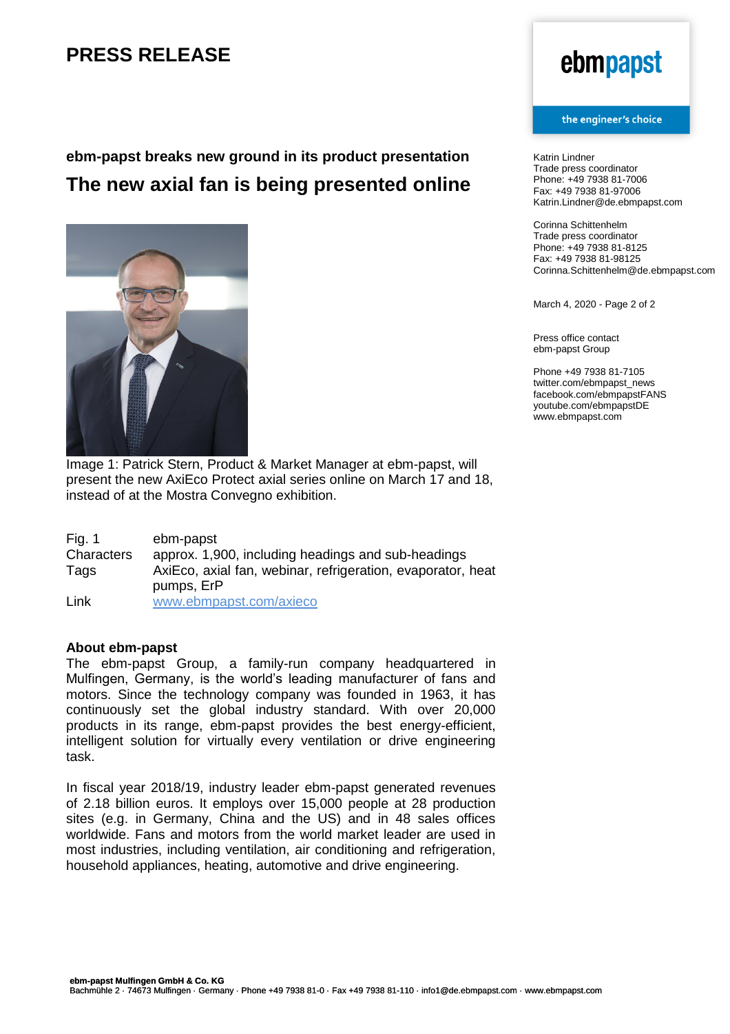# PRESS RELEASE

**ebm-papst breaks new ground in its product presentation**

## The new axial fan is being presented online

Image 1: Patrick Stern, Product & Market Manager at ebm-papst, will present the new AxiEco Protect axial series online on March 17 and 18, instead of at the Mostra Convegno exhibition.

| | |
|---|---|
| Fig. 1 | ebm-papst |
| Characters | approx. 1,900, including headings and sub-headings |
| Tags | AxiEco, axial fan, webinar, refrigeration, evaporator, heat pumps, ErP |
| Link | www.ebmpapst.com/axieco |

**About ebm-papst**

The ebm-papst Group, a family-run company headquartered in Mulfingen, Germany, is the world's leading manufacturer of fans and motors. Since the technology company was founded in 1963, it has continuously set the global industry standard. With over 20,000 products in its range, ebm-papst provides the best energy-efficient, intelligent solution for virtually every ventilation or drive engineering task.

In fiscal year 2018/19, industry leader ebm-papst generated revenues of 2.18 billion euros. It employs over 15,000 people at 28 production sites (e.g. in Germany, China and the US) and in 48 sales offices worldwide. Fans and motors from the world market leader are used in most industries, including ventilation, air conditioning and refrigeration, household appliances, heating, automotive and drive engineering.

ebmpapst
the engineer's choice

Katrin Lindner
Trade press coordinator
Phone: +49 7938 81-7006
Fax: +49 7938 81-97006
Katrin.Lindner@de.ebmpapst.com

Corinna Schittenhelm
Trade press coordinator
Phone: +49 7938 81-8125
Fax: +49 7938 81-98125
Corinna.Schittenhelm@de.ebmpapst.com

March 4, 2020

Press office contact
ebm-papst Group

Phone +49 7938 81-7105
twitter.com/ebmpapst_news
facebook.com/ebmpapstFANS
youtube.com/ebmpapstDE
www.ebmpapst.com

**ebm-papst Mulfingen GmbH & Co. KG**
Bachmühle 2 · 74673 Mulfingen · Germany · Phone +49 7938 81-0 · Fax +49 7938 81-110 · info1@de.ebmpapst.com · www.ebmpapst.com